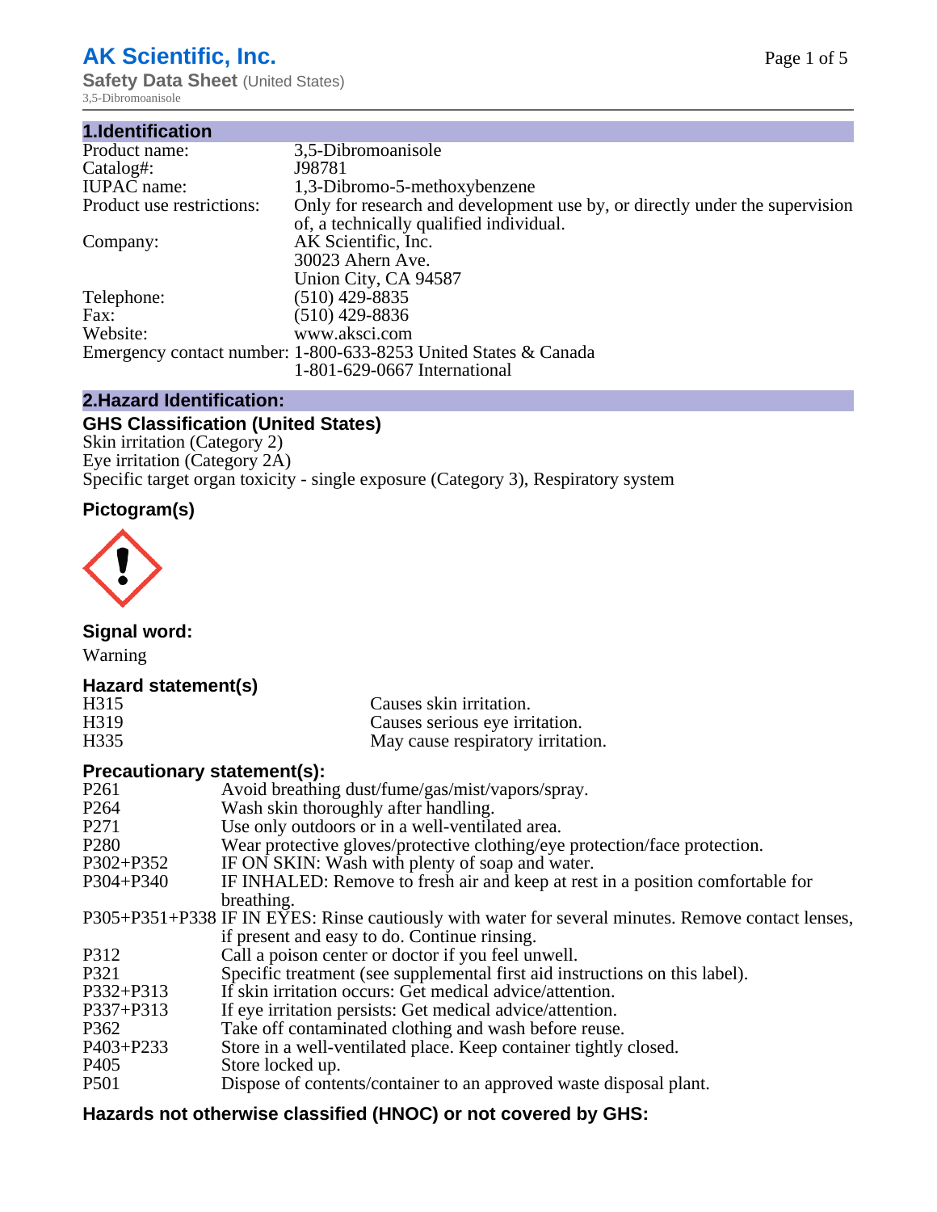# AK Scientific, Inc.

**Safety Data Sheet** (United States)

3,5-Dibromoanisole

## 1.Identification

| | |
|---|---|
| Product name: | 3,5-Dibromoanisole |
| Catalog#: | J98781 |
| IUPAC name: | 1,3-Dibromo-5-methoxybenzene |
| Product use restrictions: | Only for research and development use by, or directly under the supervision of, a technically qualified individual. |
| Company: | AK Scientific, Inc.<br>30023 Ahern Ave.<br>Union City, CA 94587 |
| Telephone: | (510) 429-8835 |
| Fax: | (510) 429-8836 |
| Website: | www.aksci.com |
| Emergency contact number: | 1-800-633-8253 United States & Canada<br>1-801-629-0667 International |

## 2.Hazard Identification:

### GHS Classification (United States)

Skin irritation (Category 2)
Eye irritation (Category 2A)
Specific target organ toxicity - single exposure (Category 3), Respiratory system

### Pictogram(s)

### Signal word:

Warning

### Hazard statement(s)

| | |
|---|---|
| H315 | Causes skin irritation. |
| H319 | Causes serious eye irritation. |
| H335 | May cause respiratory irritation. |

### Precautionary statement(s):

| | |
|---|---|
| P261 | Avoid breathing dust/fume/gas/mist/vapors/spray. |
| P264 | Wash skin thoroughly after handling. |
| P271 | Use only outdoors or in a well-ventilated area. |
| P280 | Wear protective gloves/protective clothing/eye protection/face protection. |
| P302+P352 | IF ON SKIN: Wash with plenty of soap and water. |
| P304+P340 | IF INHALED: Remove to fresh air and keep at rest in a position comfortable for breathing. |
| P305+P351+P338 | IF IN EYES: Rinse cautiously with water for several minutes. Remove contact lenses, if present and easy to do. Continue rinsing. |
| P312 | Call a poison center or doctor if you feel unwell. |
| P321 | Specific treatment (see supplemental first aid instructions on this label). |
| P332+P313 | If skin irritation occurs: Get medical advice/attention. |
| P337+P313 | If eye irritation persists: Get medical advice/attention. |
| P362 | Take off contaminated clothing and wash before reuse. |
| P403+P233 | Store in a well-ventilated place. Keep container tightly closed. |
| P405 | Store locked up. |
| P501 | Dispose of contents/container to an approved waste disposal plant. |

### Hazards not otherwise classified (HNOC) or not covered by GHS: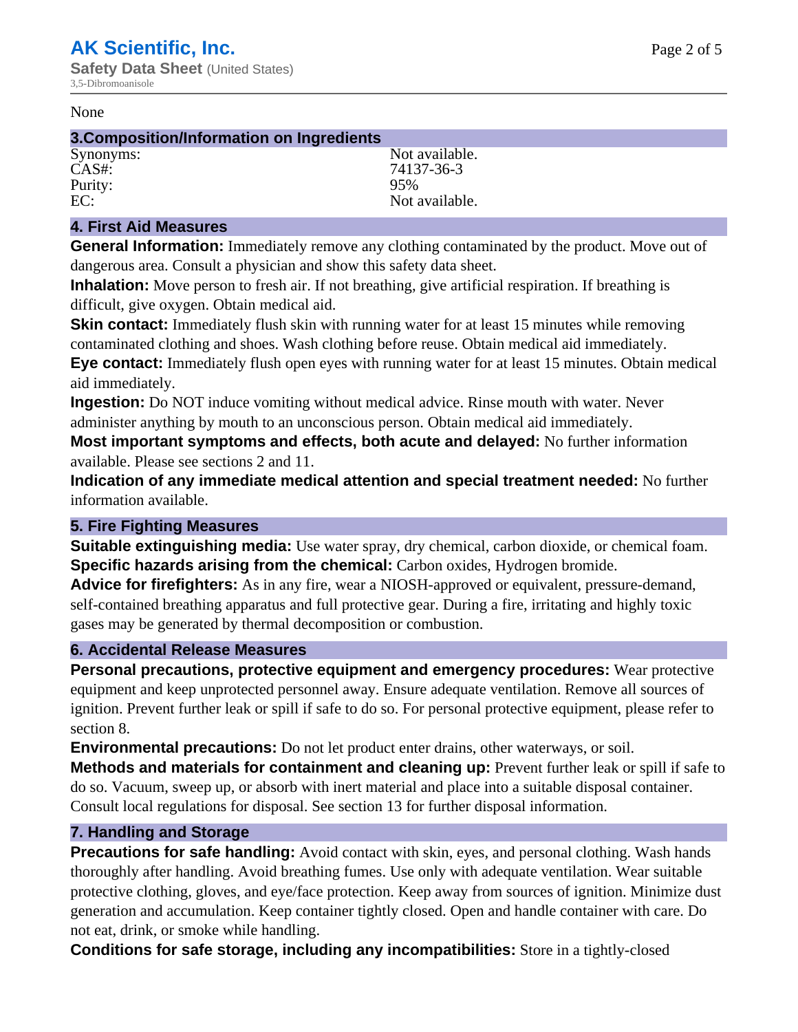None

## 3.Composition/Information on Ingredients

| | |
|---|---|
| Synonyms: | Not available. |
| CAS#: | 74137-36-3 |
| Purity: | 95% |
| EC: | Not available. |

## 4. First Aid Measures

**General Information:** Immediately remove any clothing contaminated by the product. Move out of dangerous area. Consult a physician and show this safety data sheet.

**Inhalation:** Move person to fresh air. If not breathing, give artificial respiration. If breathing is difficult, give oxygen. Obtain medical aid.

**Skin contact:** Immediately flush skin with running water for at least 15 minutes while removing contaminated clothing and shoes. Wash clothing before reuse. Obtain medical aid immediately.

**Eye contact:** Immediately flush open eyes with running water for at least 15 minutes. Obtain medical aid immediately.

**Ingestion:** Do NOT induce vomiting without medical advice. Rinse mouth with water. Never administer anything by mouth to an unconscious person. Obtain medical aid immediately.

**Most important symptoms and effects, both acute and delayed:** No further information available. Please see sections 2 and 11.

**Indication of any immediate medical attention and special treatment needed:** No further information available.

## 5. Fire Fighting Measures

**Suitable extinguishing media:** Use water spray, dry chemical, carbon dioxide, or chemical foam.

**Specific hazards arising from the chemical:** Carbon oxides, Hydrogen bromide.

**Advice for firefighters:** As in any fire, wear a NIOSH-approved or equivalent, pressure-demand, self-contained breathing apparatus and full protective gear. During a fire, irritating and highly toxic gases may be generated by thermal decomposition or combustion.

## 6. Accidental Release Measures

**Personal precautions, protective equipment and emergency procedures:** Wear protective equipment and keep unprotected personnel away. Ensure adequate ventilation. Remove all sources of ignition. Prevent further leak or spill if safe to do so. For personal protective equipment, please refer to section 8.

**Environmental precautions:** Do not let product enter drains, other waterways, or soil.

**Methods and materials for containment and cleaning up:** Prevent further leak or spill if safe to do so. Vacuum, sweep up, or absorb with inert material and place into a suitable disposal container. Consult local regulations for disposal. See section 13 for further disposal information.

## 7. Handling and Storage

**Precautions for safe handling:** Avoid contact with skin, eyes, and personal clothing. Wash hands thoroughly after handling. Avoid breathing fumes. Use only with adequate ventilation. Wear suitable protective clothing, gloves, and eye/face protection. Keep away from sources of ignition. Minimize dust generation and accumulation. Keep container tightly closed. Open and handle container with care. Do not eat, drink, or smoke while handling.

**Conditions for safe storage, including any incompatibilities:** Store in a tightly-closed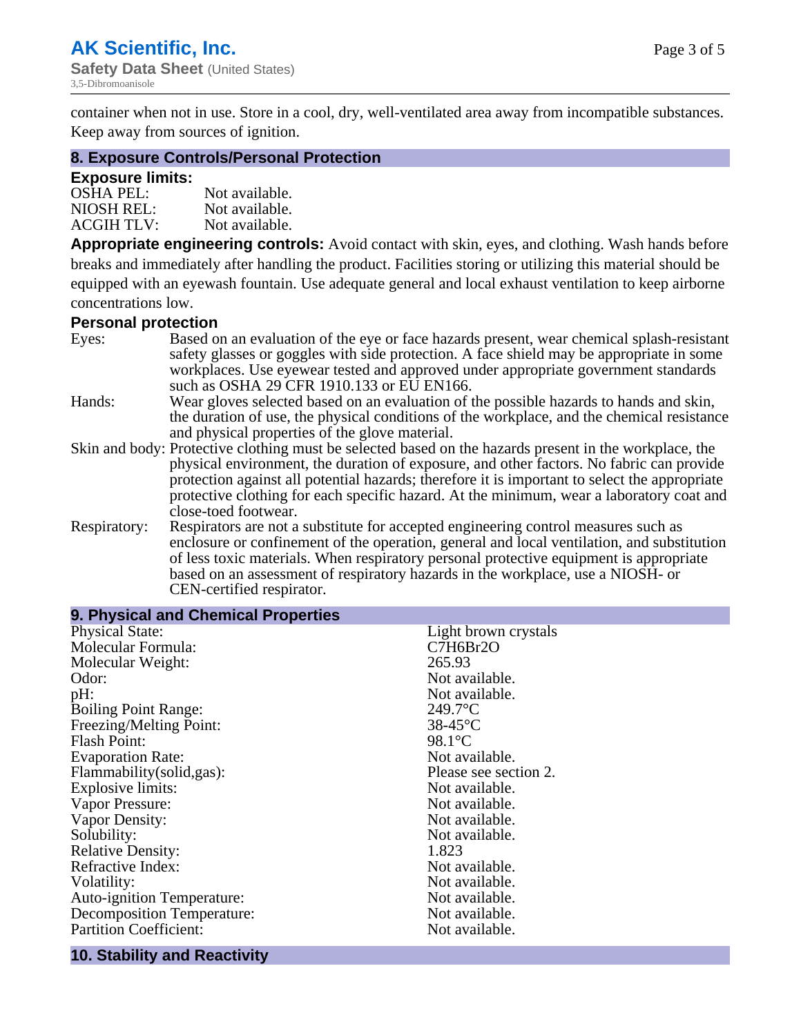container when not in use. Store in a cool, dry, well-ventilated area away from incompatible substances. Keep away from sources of ignition.

## 8. Exposure Controls/Personal Protection

### Exposure limits:

| | |
|---|---|
| OSHA PEL: | Not available. |
| NIOSH REL: | Not available. |
| ACGIH TLV: | Not available. |

**Appropriate engineering controls:** Avoid contact with skin, eyes, and clothing. Wash hands before breaks and immediately after handling the product. Facilities storing or utilizing this material should be equipped with an eyewash fountain. Use adequate general and local exhaust ventilation to keep airborne concentrations low.

### Personal protection

| | |
|---|---|
| Eyes: | Based on an evaluation of the eye or face hazards present, wear chemical splash-resistant safety glasses or goggles with side protection. A face shield may be appropriate in some workplaces. Use eyewear tested and approved under appropriate government standards such as OSHA 29 CFR 1910.133 or EU EN166. |
| Hands: | Wear gloves selected based on an evaluation of the possible hazards to hands and skin, the duration of use, the physical conditions of the workplace, and the chemical resistance and physical properties of the glove material. |
| Skin and body: | Protective clothing must be selected based on the hazards present in the workplace, the physical environment, the duration of exposure, and other factors. No fabric can provide protection against all potential hazards; therefore it is important to select the appropriate protective clothing for each specific hazard. At the minimum, wear a laboratory coat and close-toed footwear. |
| Respiratory: | Respirators are not a substitute for accepted engineering control measures such as enclosure or confinement of the operation, general and local ventilation, and substitution of less toxic materials. When respiratory personal protective equipment is appropriate based on an assessment of respiratory hazards in the workplace, use a NIOSH- or CEN-certified respirator. |

## 9. Physical and Chemical Properties

| | |
|---|---|
| Physical State: | Light brown crystals |
| Molecular Formula: | $C_7H_6Br_2O$ |
| Molecular Weight: | 265.93 |
| Odor: | Not available. |
| pH: | Not available. |
| Boiling Point Range: | 249.7°C |
| Freezing/Melting Point: | 38-45°C |
| Flash Point: | 98.1°C |
| Evaporation Rate: | Not available. |
| Flammability(solid,gas): | Please see section 2. |
| Explosive limits: | Not available. |
| Vapor Pressure: | Not available. |
| Vapor Density: | Not available. |
| Solubility: | Not available. |
| Relative Density: | 1.823 |
| Refractive Index: | Not available. |
| Volatility: | Not available. |
| Auto-ignition Temperature: | Not available. |
| Decomposition Temperature: | Not available. |
| Partition Coefficient: | Not available. |

## 10. Stability and Reactivity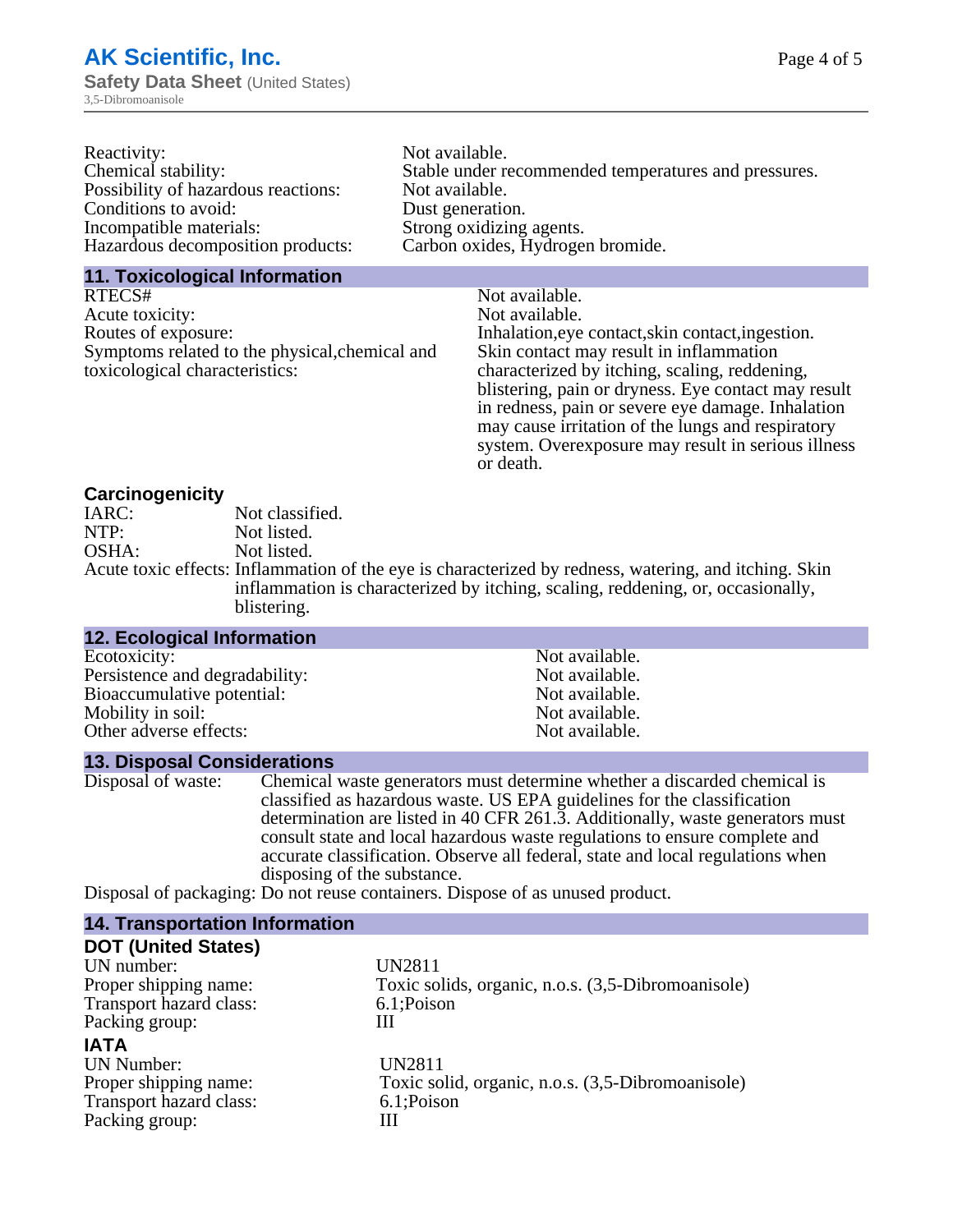| | |
|---|---|
| Reactivity: | Not available. |
| Chemical stability: | Stable under recommended temperatures and pressures. |
| Possibility of hazardous reactions: | Not available. |
| Conditions to avoid: | Dust generation. |
| Incompatible materials: | Strong oxidizing agents. |
| Hazardous decomposition products: | Carbon oxides, Hydrogen bromide. |

## 11. Toxicological Information

| | |
|---|---|
| RTECS# | Not available. |
| Acute toxicity: | Not available. |
| Routes of exposure: | Inhalation,eye contact,skin contact,ingestion. |
| Symptoms related to the physical,chemical and toxicological characteristics: | Skin contact may result in inflammation characterized by itching, scaling, reddening, blistering, pain or dryness. Eye contact may result in redness, pain or severe eye damage. Inhalation may cause irritation of the lungs and respiratory system. Overexposure may result in serious illness or death. |

### Carcinogenicity

| | |
|---|---|
| IARC: | Not classified. |
| NTP: | Not listed. |
| OSHA: | Not listed. |
| Acute toxic effects: | Inflammation of the eye is characterized by redness, watering, and itching. Skin inflammation is characterized by itching, scaling, reddening, or, occasionally, blistering. |

## 12. Ecological Information

| | |
|---|---|
| Ecotoxicity: | Not available. |
| Persistence and degradability: | Not available. |
| Bioaccumulative potential: | Not available. |
| Mobility in soil: | Not available. |
| Other adverse effects: | Not available. |

## 13. Disposal Considerations

| | |
|---|---|
| Disposal of waste: | Chemical waste generators must determine whether a discarded chemical is classified as hazardous waste. US EPA guidelines for the classification determination are listed in 40 CFR 261.3. Additionally, waste generators must consult state and local hazardous waste regulations to ensure complete and accurate classification. Observe all federal, state and local regulations when disposing of the substance. |
| Disposal of packaging: | Do not reuse containers. Dispose of as unused product. |

## 14. Transportation Information

### DOT (United States)

| | |
|---|---|
| UN number: | UN2811 |
| Proper shipping name: | Toxic solids, organic, n.o.s. (3,5-Dibromoanisole) |
| Transport hazard class: | 6.1;Poison |
| Packing group: | III |

### IATA

| | |
|---|---|
| UN Number: | UN2811 |
| Proper shipping name: | Toxic solid, organic, n.o.s. (3,5-Dibromoanisole) |
| Transport hazard class: | 6.1;Poison |
| Packing group: | III |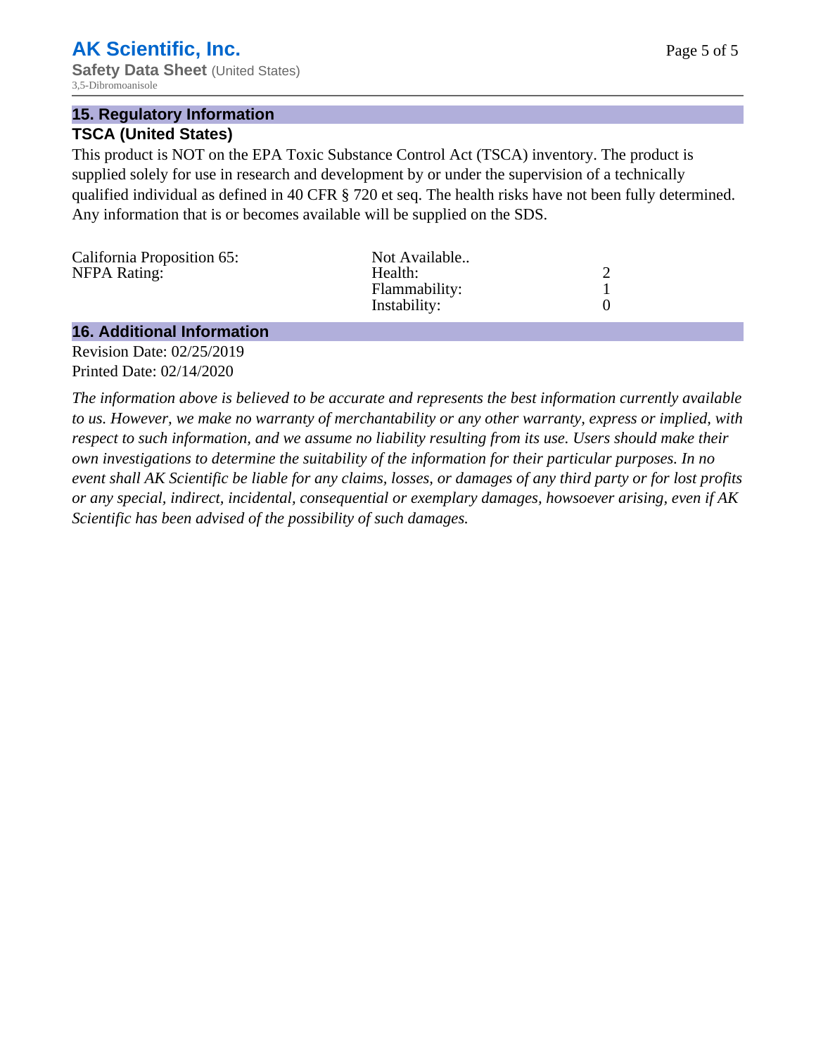## 15. Regulatory Information

### TSCA (United States)

This product is NOT on the EPA Toxic Substance Control Act (TSCA) inventory. The product is supplied solely for use in research and development by or under the supervision of a technically qualified individual as defined in 40 CFR § 720 et seq. The health risks have not been fully determined. Any information that is or becomes available will be supplied on the SDS.

| | | |
|---|---|---|
| California Proposition 65: | Not Available.. | |
| NFPA Rating: | Health: | 2 |
| | Flammability: | 1 |
| | Instability: | 0 |

## 16. Additional Information

Revision Date: 02/25/2019
Printed Date: 02/14/2020

*The information above is believed to be accurate and represents the best information currently available to us. However, we make no warranty of merchantability or any other warranty, express or implied, with respect to such information, and we assume no liability resulting from its use. Users should make their own investigations to determine the suitability of the information for their particular purposes. In no event shall AK Scientific be liable for any claims, losses, or damages of any third party or for lost profits or any special, indirect, incidental, consequential or exemplary damages, howsoever arising, even if AK Scientific has been advised of the possibility of such damages.*